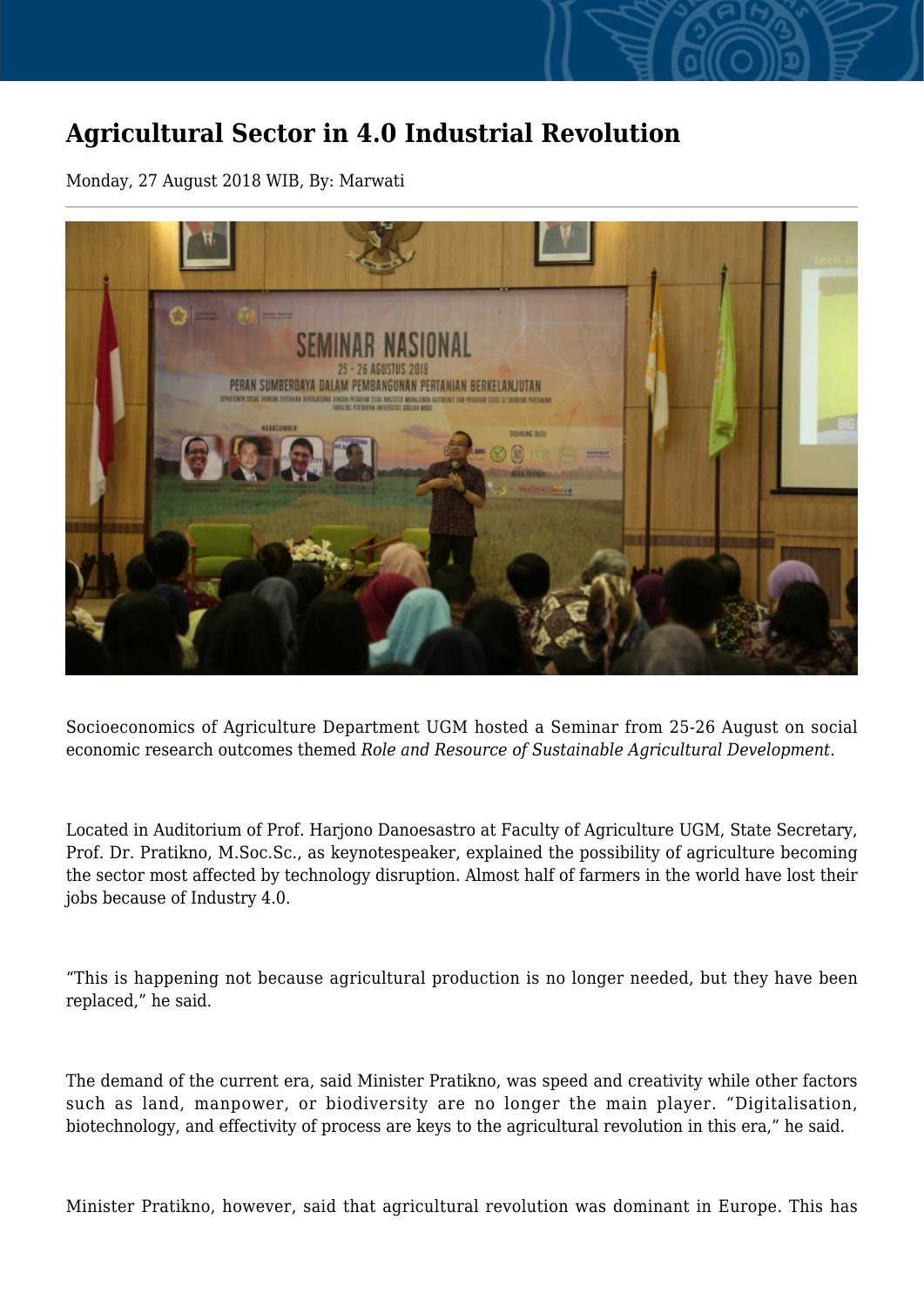# Agricultural Sector in 4.0 Industrial Revolution

Monday, 27 August 2018 WIB, By: Marwati

Socioeconomics of Agriculture Department UGM hosted a Seminar from 25-26 August on social economic research outcomes themed *Role and Resource of Sustainable Agricultural Development.*

Located in Auditorium of Prof. Harjono Danoesastro at Faculty of Agriculture UGM, State Secretary, Prof. Dr. Pratikno, M.Soc.Sc., as keynotespeaker, explained the possibility of agriculture becoming the sector most affected by technology disruption. Almost half of farmers in the world have lost their jobs because of Industry 4.0.

“This is happening not because agricultural production is no longer needed, but they have been replaced,” he said.

The demand of the current era, said Minister Pratikno, was speed and creativity while other factors such as land, manpower, or biodiversity are no longer the main player. “Digitalisation, biotechnology, and effectivity of process are keys to the agricultural revolution in this era,” he said.

Minister Pratikno, however, said that agricultural revolution was dominant in Europe. This has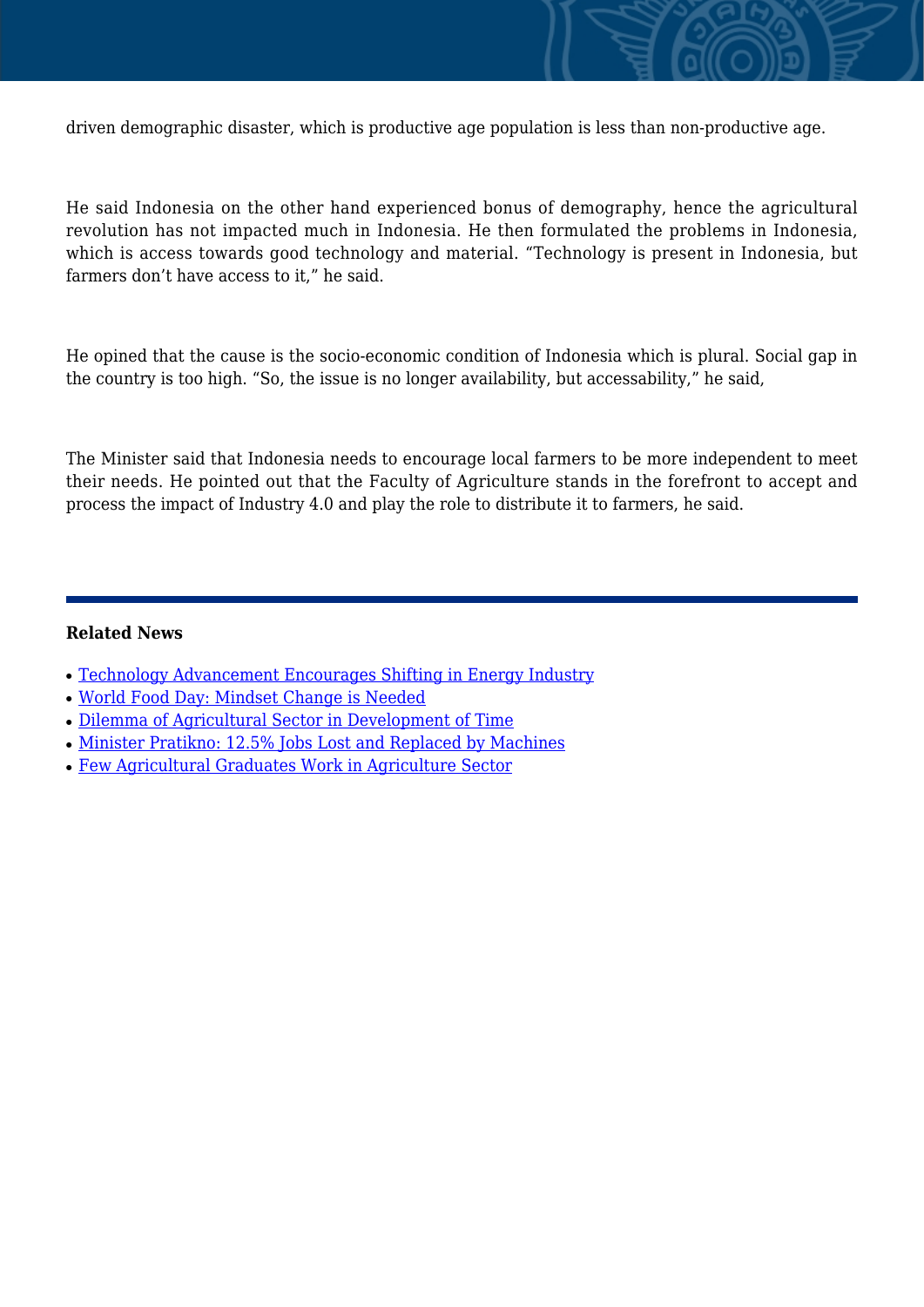driven demographic disaster, which is productive age population is less than non-productive age.

He said Indonesia on the other hand experienced bonus of demography, hence the agricultural revolution has not impacted much in Indonesia. He then formulated the problems in Indonesia, which is access towards good technology and material. "Technology is present in Indonesia, but farmers don't have access to it," he said.

He opined that the cause is the socio-economic condition of Indonesia which is plural. Social gap in the country is too high. "So, the issue is no longer availability, but accessability," he said,

The Minister said that Indonesia needs to encourage local farmers to be more independent to meet their needs. He pointed out that the Faculty of Agriculture stands in the forefront to accept and process the impact of Industry 4.0 and play the role to distribute it to farmers, he said.

---

**Related News**

- Technology Advancement Encourages Shifting in Energy Industry
- World Food Day: Mindset Change is Needed
- Dilemma of Agricultural Sector in Development of Time
- Minister Pratikno: 12.5% Jobs Lost and Replaced by Machines
- Few Agricultural Graduates Work in Agriculture Sector